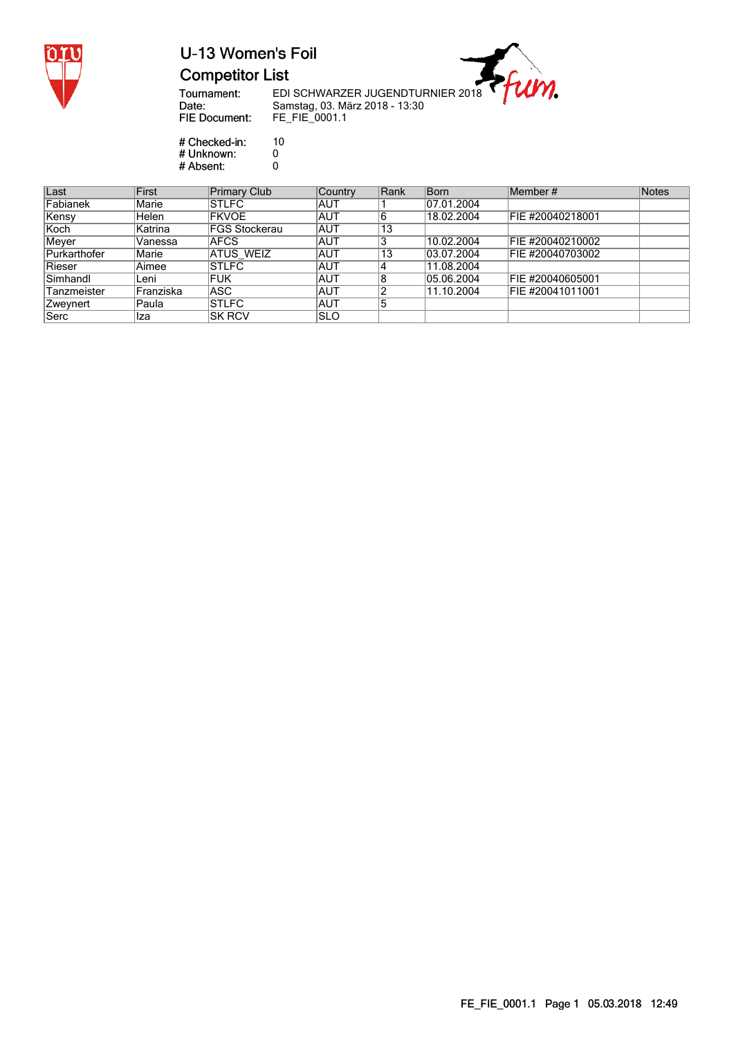# U-13 Women's Foil

## Competitor List

Tournament: EDI SCHWARZER JUGENDTURNIER 2018
Date: Samstag, 03. März 2018 - 13:30
FIE Document: FE_FIE_0001.1

# Checked-in: 10
# Unknown: 0
# Absent: 0

| Last | First | Primary Club | Country | Rank | Born | Member # | Notes |
|---|---|---|---|---|---|---|---|
| Fabianek | Marie | STLFC | AUT | 1 | 07.01.2004 | | |
| Kensy | Helen | FKVOE | AUT | 6 | 18.02.2004 | FIE #20040218001 | |
| Koch | Katrina | FGS Stockerau | AUT | 13 | | | |
| Meyer | Vanessa | AFCS | AUT | 3 | 10.02.2004 | FIE #20040210002 | |
| Purkarthofer | Marie | ATUS_WEIZ | AUT | 13 | 03.07.2004 | FIE #20040703002 | |
| Rieser | Aimee | STLFC | AUT | 4 | 11.08.2004 | | |
| Simhandl | Leni | FUK | AUT | 8 | 05.06.2004 | FIE #20040605001 | |
| Tanzmeister | Franziska | ASC | AUT | 2 | 11.10.2004 | FIE #20041011001 | |
| Zweynert | Paula | STLFC | AUT | 5 | | | |
| Serc | Iza | SK RCV | SLO | | | | |

FE_FIE_0001.1 Page 1 05.03.2018 12:49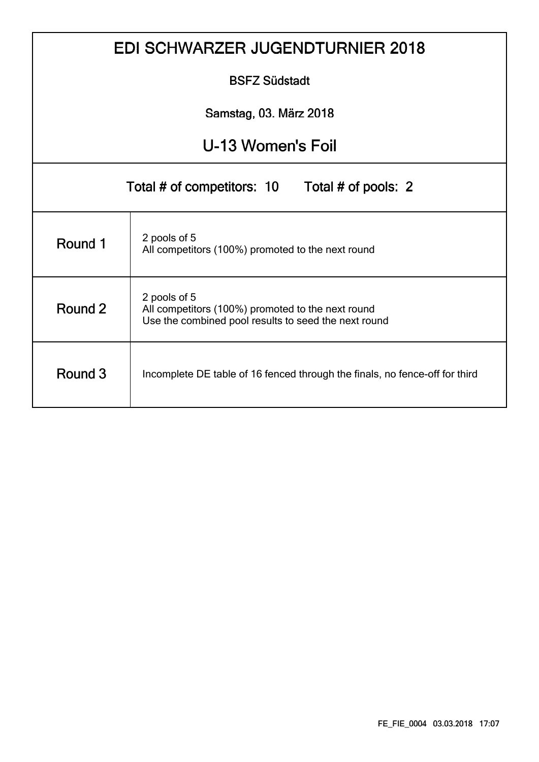# EDI SCHWARZER JUGENDTURNIER 2018

BSFZ Südstadt

Samstag, 03. März 2018

## U-13 Women's Foil

Total # of competitors: 10 Total # of pools: 2

| | |
|---|---|
| Round 1 | 2 pools of 5<br>All competitors (100%) promoted to the next round |
| Round 2 | 2 pools of 5<br>All competitors (100%) promoted to the next round<br>Use the combined pool results to seed the next round |
| Round 3 | Incomplete DE table of 16 fenced through the finals, no fence-off for third |

FE_FIE_0004 03.03.2018 17:07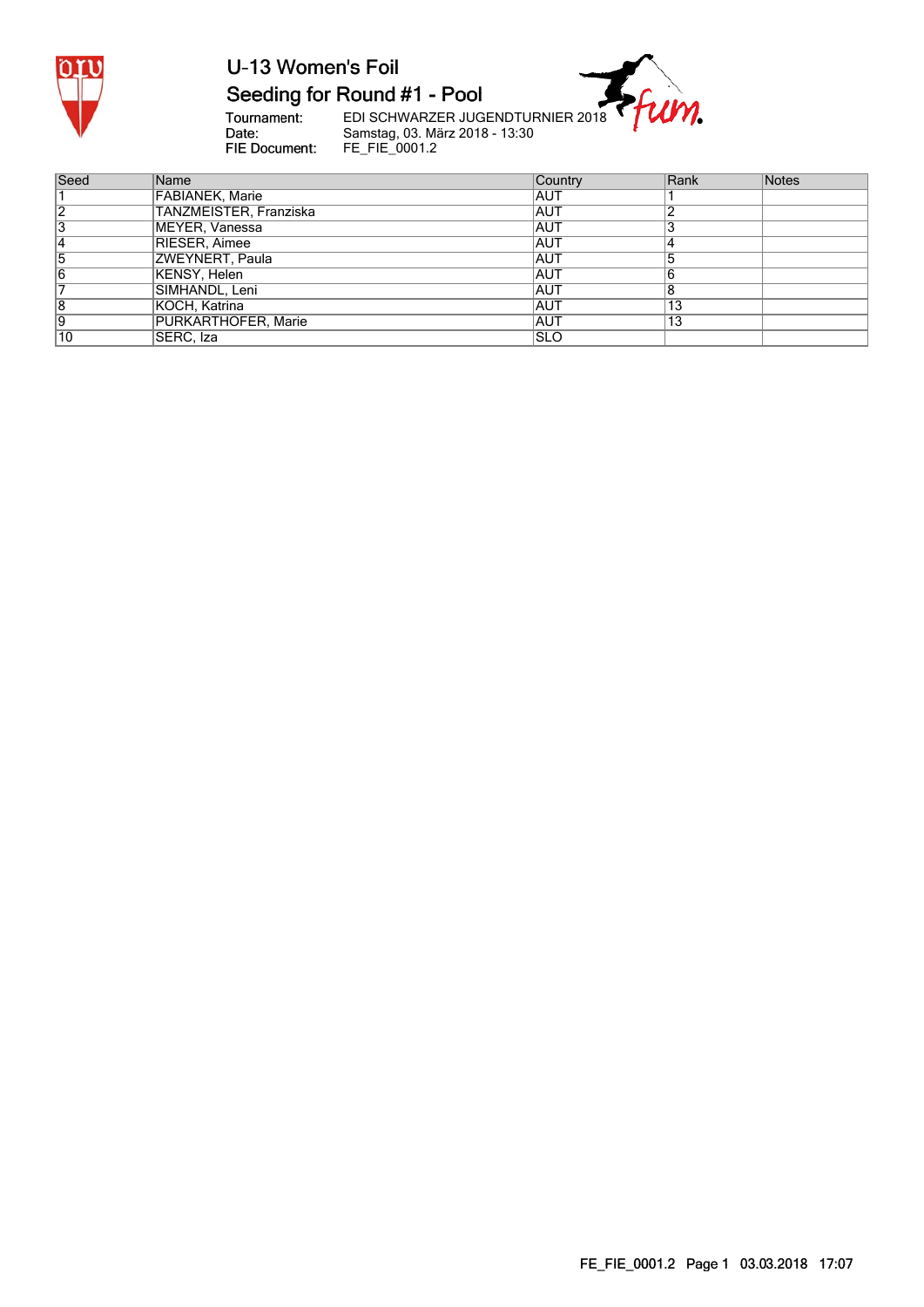# U-13 Women's Foil

## Seeding for Round #1 - Pool

**Tournament:** EDI SCHWARZER JUGENDTURNIER 2018
**Date:** Samstag, 03. März 2018 - 13:30
**FIE Document:** FE_FIE_0001.2

| Seed | Name | Country | Rank | Notes |
|---|---|---|---|---|
| 1 | FABIANEK, Marie | AUT | 1 | |
| 2 | TANZMEISTER, Franziska | AUT | 2 | |
| 3 | MEYER, Vanessa | AUT | 3 | |
| 4 | RIESER, Aimee | AUT | 4 | |
| 5 | ZWEYNERT, Paula | AUT | 5 | |
| 6 | KENSY, Helen | AUT | 6 | |
| 7 | SIMHANDL, Leni | AUT | 8 | |
| 8 | KOCH, Katrina | AUT | 13 | |
| 9 | PURKARTHOFER, Marie | AUT | 13 | |
| 10 | SERC, Iza | SLO | | |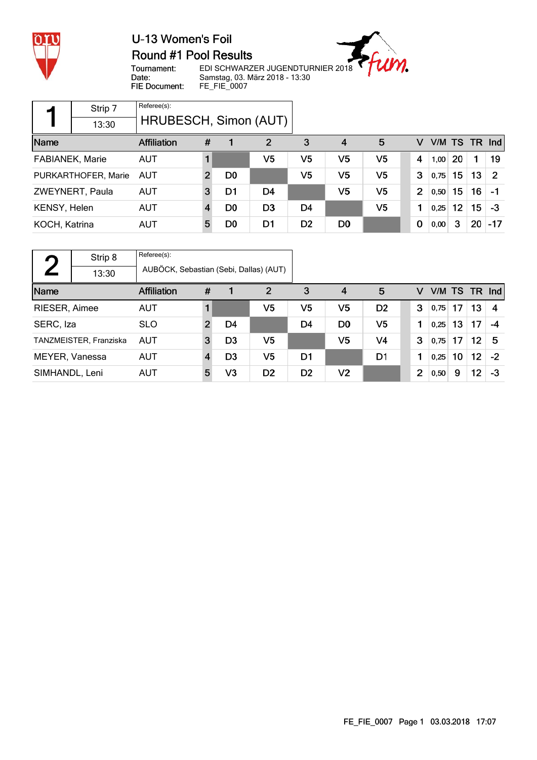# U-13 Women's Foil

## Round #1 Pool Results

Tournament: EDI SCHWARZER JUGENDTURNIER 2018
Date: Samstag, 03. März 2018 - 13:30
FIE Document: FE_FIE_0007

| 1 | Strip 7 | Referee(s): |
|---|---|---|
| | 13:30 | HRUBESCH, Simon (AUT) |

| Name | Affiliation | # | 1 | 2 | 3 | 4 | 5 | V | V/M | TS | TR | Ind |
|---|---|---|---|---|---|---|---|---|---|---|---|---|
| FABIANEK, Marie | AUT | 1 | | V5 | V5 | V5 | V5 | 4 | 1,00 | 20 | 1 | 19 |
| PURKARTHOFER, Marie | AUT | 2 | D0 | | V5 | V5 | V5 | 3 | 0,75 | 15 | 13 | 2 |
| ZWEYNERT, Paula | AUT | 3 | D1 | D4 | | V5 | V5 | 2 | 0,50 | 15 | 16 | -1 |
| KENSY, Helen | AUT | 4 | D0 | D3 | D4 | | V5 | 1 | 0,25 | 12 | 15 | -3 |
| KOCH, Katrina | AUT | 5 | D0 | D1 | D2 | D0 | | 0 | 0,00 | 3 | 20 | -17 |

| 2 | Strip 8 | Referee(s): |
|---|---|---|
| | 13:30 | AUBÖCK, Sebastian (Sebi, Dallas) (AUT) |

| Name | Affiliation | # | 1 | 2 | 3 | 4 | 5 | V | V/M | TS | TR | Ind |
|---|---|---|---|---|---|---|---|---|---|---|---|---|
| RIESER, Aimee | AUT | 1 | | V5 | V5 | V5 | D2 | 3 | 0,75 | 17 | 13 | 4 |
| SERC, Iza | SLO | 2 | D4 | | D4 | D0 | V5 | 1 | 0,25 | 13 | 17 | -4 |
| TANZMEISTER, Franziska | AUT | 3 | D3 | V5 | | V5 | V4 | 3 | 0,75 | 17 | 12 | 5 |
| MEYER, Vanessa | AUT | 4 | D3 | V5 | D1 | | D1 | 1 | 0,25 | 10 | 12 | -2 |
| SIMHANDL, Leni | AUT | 5 | V3 | D2 | D2 | V2 | | 2 | 0,50 | 9 | 12 | -3 |

FE_FIE_0007 Page 1 03.03.2018 17:07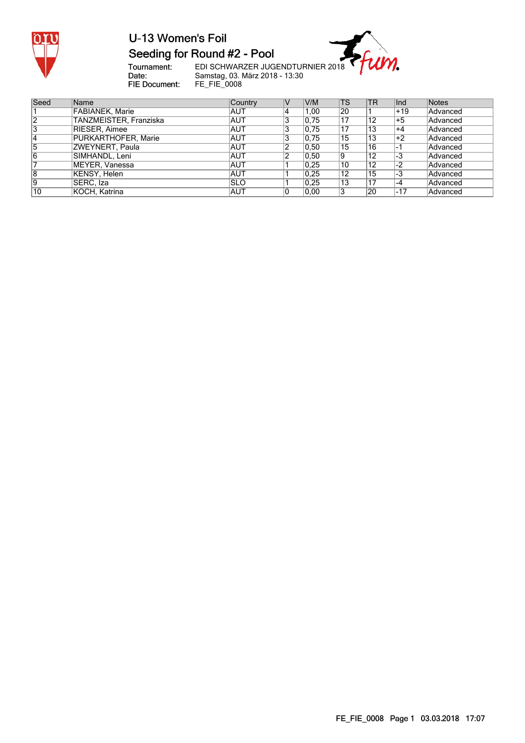# U-13 Women's Foil

## Seeding for Round #2 - Pool

**Tournament:** EDI SCHWARZER JUGENDTURNIER 2018
**Date:** Samstag, 03. März 2018 - 13:30
**FIE Document:** FE_FIE_0008

| Seed | Name | Country | V | V/M | TS | TR | Ind | Notes |
|---|---|---|---|---|---|---|---|---|
| 1 | FABIANEK, Marie | AUT | 4 | 1,00 | 20 | 1 | +19 | Advanced |
| 2 | TANZMEISTER, Franziska | AUT | 3 | 0,75 | 17 | 12 | +5 | Advanced |
| 3 | RIESER, Aimee | AUT | 3 | 0,75 | 17 | 13 | +4 | Advanced |
| 4 | PURKARTHOFER, Marie | AUT | 3 | 0,75 | 15 | 13 | +2 | Advanced |
| 5 | ZWEYNERT, Paula | AUT | 2 | 0,50 | 15 | 16 | -1 | Advanced |
| 6 | SIMHANDL, Leni | AUT | 2 | 0,50 | 9 | 12 | -3 | Advanced |
| 7 | MEYER, Vanessa | AUT | 1 | 0,25 | 10 | 12 | -2 | Advanced |
| 8 | KENSY, Helen | AUT | 1 | 0,25 | 12 | 15 | -3 | Advanced |
| 9 | SERC, Iza | SLO | 1 | 0,25 | 13 | 17 | -4 | Advanced |
| 10 | KOCH, Katrina | AUT | 0 | 0,00 | 3 | 20 | -17 | Advanced |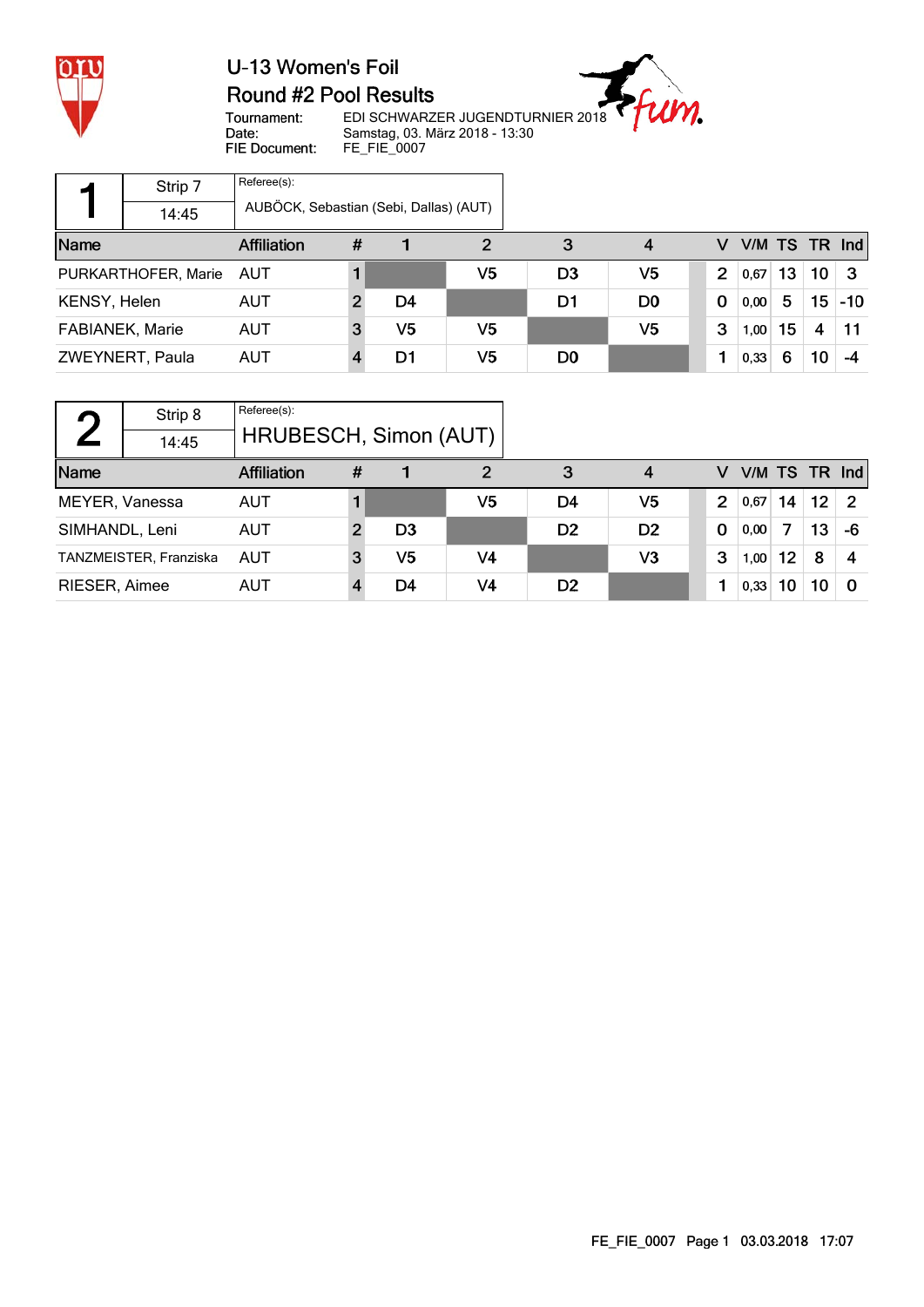# U-13 Women's Foil

## Round #2 Pool Results

Tournament: EDI SCHWARZER JUGENDTURNIER 2018
Date: Samstag, 03. März 2018 - 13:30
FIE Document: FE_FIE_0007

| 1 | Strip 7 | Referee(s): |
|---|---|---|
| | 14:45 | AUBÖCK, Sebastian (Sebi, Dallas) (AUT) |

| Name | Affiliation | # | 1 | 2 | 3 | 4 | V | V/M | TS | TR | Ind |
|---|---|---|---|---|---|---|---|---|---|---|---|
| PURKARTHOFER, Marie | AUT | 1 | | V5 | D3 | V5 | 2 | 0,67 | 13 | 10 | 3 |
| KENSY, Helen | AUT | 2 | D4 | | D1 | D0 | 0 | 0,00 | 5 | 15 | -10 |
| FABIANEK, Marie | AUT | 3 | V5 | V5 | | V5 | 3 | 1,00 | 15 | 4 | 11 |
| ZWEYNERT, Paula | AUT | 4 | D1 | V5 | D0 | | 1 | 0,33 | 6 | 10 | -4 |

| 2 | Strip 8 | Referee(s): |
|---|---|---|
| | 14:45 | HRUBESCH, Simon (AUT) |

| Name | Affiliation | # | 1 | 2 | 3 | 4 | V | V/M | TS | TR | Ind |
|---|---|---|---|---|---|---|---|---|---|---|---|
| MEYER, Vanessa | AUT | 1 | | V5 | D4 | V5 | 2 | 0,67 | 14 | 12 | 2 |
| SIMHANDL, Leni | AUT | 2 | D3 | | D2 | D2 | 0 | 0,00 | 7 | 13 | -6 |
| TANZMEISTER, Franziska | AUT | 3 | V5 | V4 | | V3 | 3 | 1,00 | 12 | 8 | 4 |
| RIESER, Aimee | AUT | 4 | D4 | V4 | D2 | | 1 | 0,33 | 10 | 10 | 0 |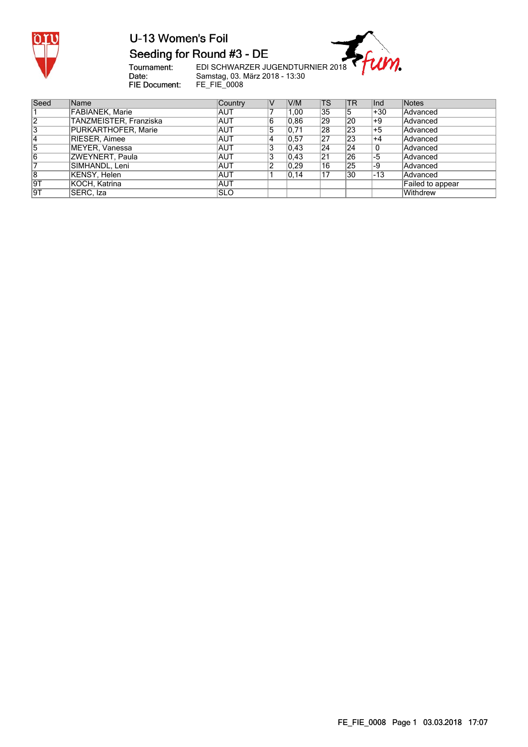# U-13 Women's Foil

## Seeding for Round #3 - DE

**Tournament:** EDI SCHWARZER JUGENDTURNIER 2018
**Date:** Samstag, 03. März 2018 - 13:30
**FIE Document:** FE_FIE_0008

| Seed | Name | Country | V | V/M | TS | TR | Ind | Notes |
|---|---|---|---|---|---|---|---|---|
| 1 | FABIANEK, Marie | AUT | 7 | 1,00 | 35 | 5 | +30 | Advanced |
| 2 | TANZMEISTER, Franziska | AUT | 6 | 0,86 | 29 | 20 | +9 | Advanced |
| 3 | PURKARTHOFER, Marie | AUT | 5 | 0,71 | 28 | 23 | +5 | Advanced |
| 4 | RIESER, Aimee | AUT | 4 | 0,57 | 27 | 23 | +4 | Advanced |
| 5 | MEYER, Vanessa | AUT | 3 | 0,43 | 24 | 24 | 0 | Advanced |
| 6 | ZWEYNERT, Paula | AUT | 3 | 0,43 | 21 | 26 | -5 | Advanced |
| 7 | SIMHANDL, Leni | AUT | 2 | 0,29 | 16 | 25 | -9 | Advanced |
| 8 | KENSY, Helen | AUT | 1 | 0,14 | 17 | 30 | -13 | Advanced |
| 9T | KOCH, Katrina | AUT | | | | | | Failed to appear |
| 9T | SERC, Iza | SLO | | | | | | Withdrew |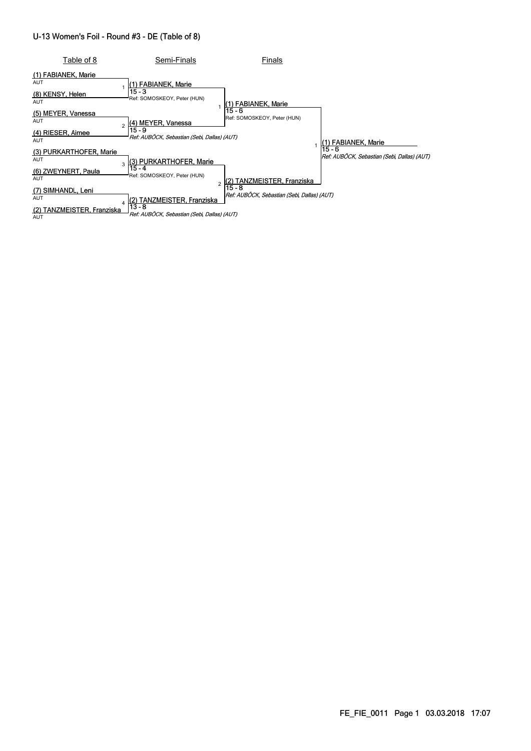## U-13 Women's Foil - Round #3 - DE (Table of 8)

### Table of 8

- (1) FABIANEK, Marie — AUT
- (8) KENSY, Helen — AUT
- (5) MEYER, Vanessa — AUT
- (4) RIESER, Aimee — AUT
- (3) PURKARTHOFER, Marie — AUT
- (6) ZWEYNERT, Paula — AUT
- (7) SIMHANDL, Leni — AUT
- (2) TANZMEISTER, Franziska — AUT

### Semi-Finals

1. (1) FABIANEK, Marie — 15 - 3 — Ref: SOMOSKEOY, Peter (HUN)
2. (4) MEYER, Vanessa — 15 - 9 — *Ref: AUBÖCK, Sebastian (Sebi, Dallas) (AUT)*
3. (3) PURKARTHOFER, Marie — 15 - 4 — Ref: SOMOSKEOY, Peter (HUN)
4. (2) TANZMEISTER, Franziska — 13 - 8 — *Ref: AUBÖCK, Sebastian (Sebi, Dallas) (AUT)*

### Finals

1. (1) FABIANEK, Marie — 15 - 6 — Ref: SOMOSKEOY, Peter (HUN)
2. (2) TANZMEISTER, Franziska — 15 - 8 — *Ref: AUBÖCK, Sebastian (Sebi, Dallas) (AUT)*

### Winner

1. (1) FABIANEK, Marie — 15 - 6 — *Ref: AUBÖCK, Sebastian (Sebi, Dallas) (AUT)*

FE_FIE_0011 03.03.2018 17:07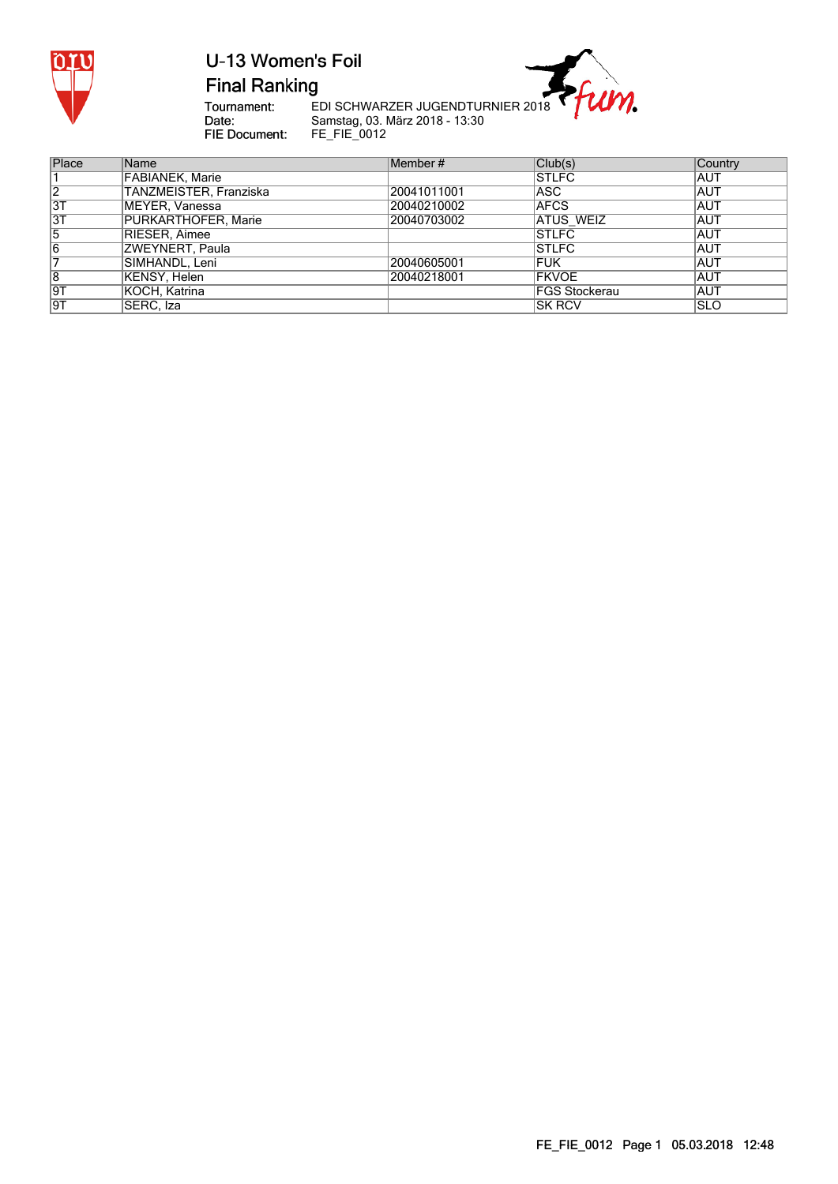# U-13 Women's Foil

## Final Ranking

Tournament: EDI SCHWARZER JUGENDTURNIER 2018
Date: Samstag, 03. März 2018 - 13:30
FIE Document: FE_FIE_0012

| Place | Name | Member # | Club(s) | Country |
|---|---|---|---|---|
| 1 | FABIANEK, Marie | | STLFC | AUT |
| 2 | TANZMEISTER, Franziska | 20041011001 | ASC | AUT |
| 3T | MEYER, Vanessa | 20040210002 | AFCS | AUT |
| 3T | PURKARTHOFER, Marie | 20040703002 | ATUS_WEIZ | AUT |
| 5 | RIESER, Aimee | | STLFC | AUT |
| 6 | ZWEYNERT, Paula | | STLFC | AUT |
| 7 | SIMHANDL, Leni | 20040605001 | FUK | AUT |
| 8 | KENSY, Helen | 20040218001 | FKVOE | AUT |
| 9T | KOCH, Katrina | | FGS Stockerau | AUT |
| 9T | SERC, Iza | | SK RCV | SLO |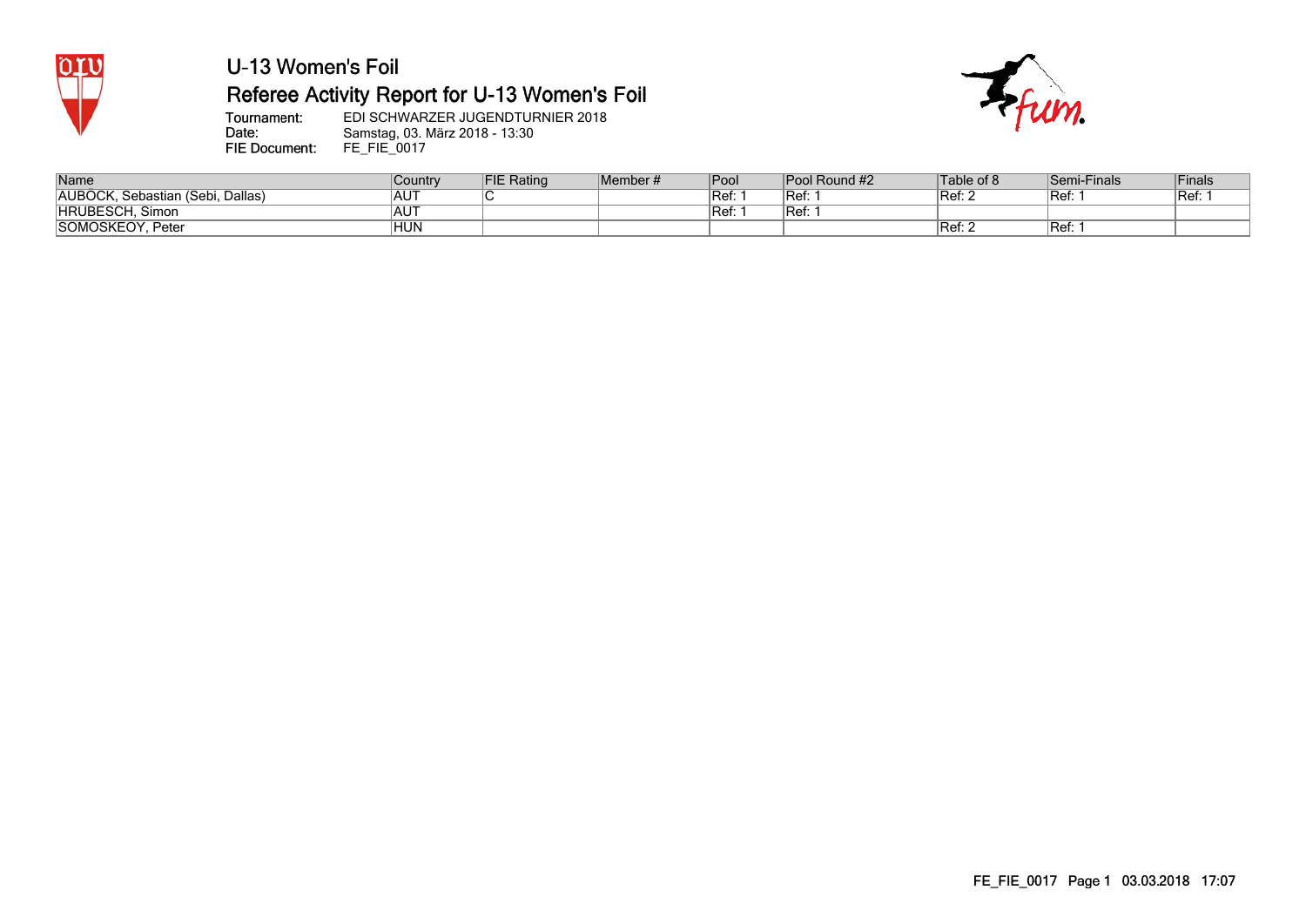# U-13 Women's Foil

## Referee Activity Report for U-13 Women's Foil

**Tournament:** EDI SCHWARZER JUGENDTURNIER 2018
**Date:** Samstag, 03. März 2018 - 13:30
**FIE Document:** FE_FIE_0017

| Name | Country | FIE Rating | Member # | Pool | Pool Round #2 | Table of 8 | Semi-Finals | Finals |
|---|---|---|---|---|---|---|---|---|
| AUBÖCK, Sebastian (Sebi, Dallas) | AUT | C | | Ref: 1 | Ref: 1 | Ref: 2 | Ref: 1 | Ref: 1 |
| HRUBESCH, Simon | AUT | | | Ref: 1 | Ref: 1 | | | |
| SOMOSKEOY, Peter | HUN | | | | | Ref: 2 | Ref: 1 | |